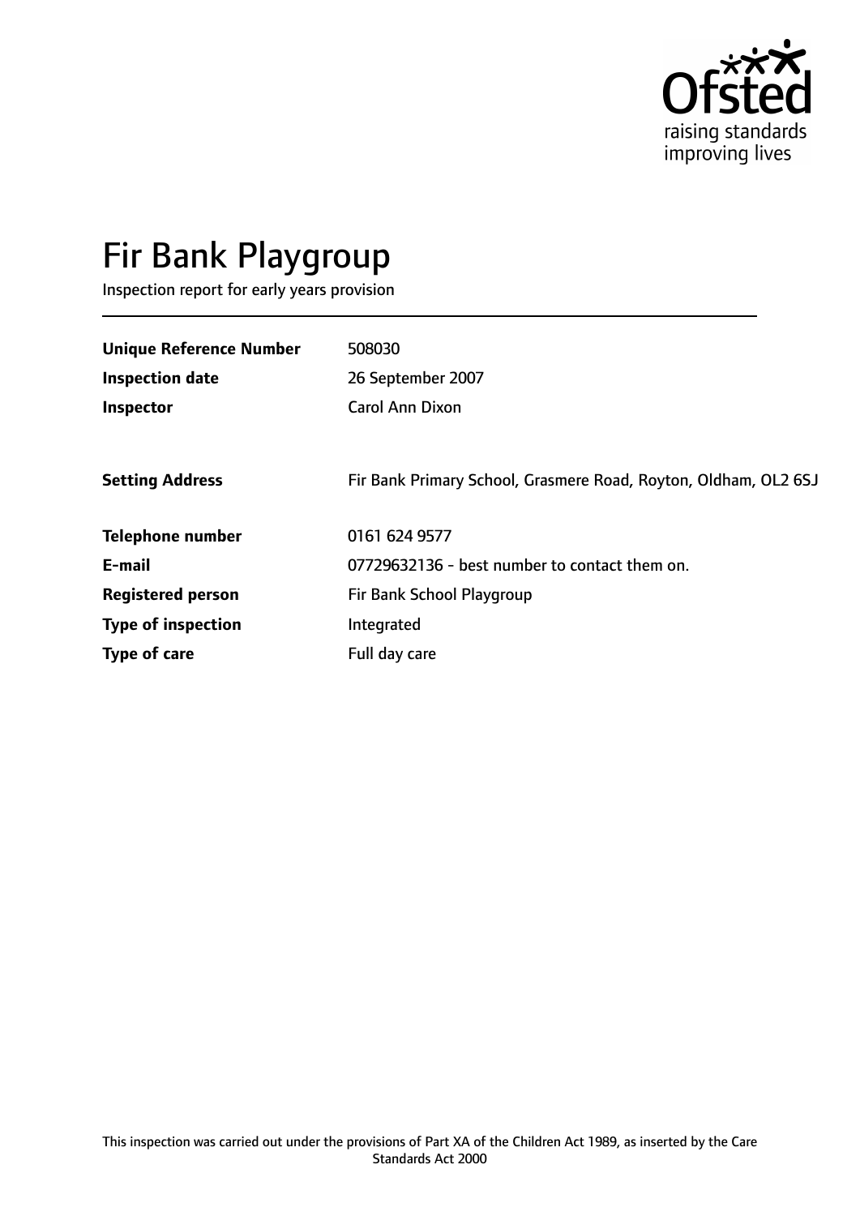Ofsted
raising standards
improving lives

# Fir Bank Playgroup

Inspection report for early years provision

| | |
|---|---|
| **Unique Reference Number** | 508030 |
| **Inspection date** | 26 September 2007 |
| **Inspector** | Carol Ann Dixon |
| **Setting Address** | Fir Bank Primary School, Grasmere Road, Royton, Oldham, OL2 6SJ |
| **Telephone number** | 0161 624 9577 |
| **E-mail** | 07729632136 - best number to contact them on. |
| **Registered person** | Fir Bank School Playgroup |
| **Type of inspection** | Integrated |
| **Type of care** | Full day care |

This inspection was carried out under the provisions of Part XA of the Children Act 1989, as inserted by the Care Standards Act 2000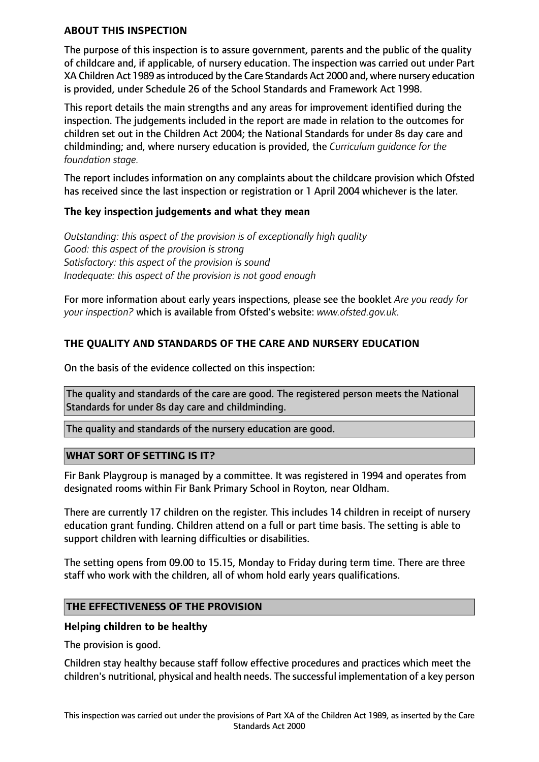## ABOUT THIS INSPECTION

The purpose of this inspection is to assure government, parents and the public of the quality of childcare and, if applicable, of nursery education. The inspection was carried out under Part XA Children Act 1989 as introduced by the Care Standards Act 2000 and, where nursery education is provided, under Schedule 26 of the School Standards and Framework Act 1998.

This report details the main strengths and any areas for improvement identified during the inspection. The judgements included in the report are made in relation to the outcomes for children set out in the Children Act 2004; the National Standards for under 8s day care and childminding; and, where nursery education is provided, the *Curriculum guidance for the foundation stage.*

The report includes information on any complaints about the childcare provision which Ofsted has received since the last inspection or registration or 1 April 2004 whichever is the later.

### The key inspection judgements and what they mean

*Outstanding: this aspect of the provision is of exceptionally high quality*
*Good: this aspect of the provision is strong*
*Satisfactory: this aspect of the provision is sound*
*Inadequate: this aspect of the provision is not good enough*

For more information about early years inspections, please see the booklet *Are you ready for your inspection?* which is available from Ofsted's website: *www.ofsted.gov.uk.*

## THE QUALITY AND STANDARDS OF THE CARE AND NURSERY EDUCATION

On the basis of the evidence collected on this inspection:

The quality and standards of the care are good. The registered person meets the National Standards for under 8s day care and childminding.

The quality and standards of the nursery education are good.

## WHAT SORT OF SETTING IS IT?

Fir Bank Playgroup is managed by a committee. It was registered in 1994 and operates from designated rooms within Fir Bank Primary School in Royton, near Oldham.

There are currently 17 children on the register. This includes 14 children in receipt of nursery education grant funding. Children attend on a full or part time basis. The setting is able to support children with learning difficulties or disabilities.

The setting opens from 09.00 to 15.15, Monday to Friday during term time. There are three staff who work with the children, all of whom hold early years qualifications.

## THE EFFECTIVENESS OF THE PROVISION

### Helping children to be healthy

The provision is good.

Children stay healthy because staff follow effective procedures and practices which meet the children's nutritional, physical and health needs. The successful implementation of a key person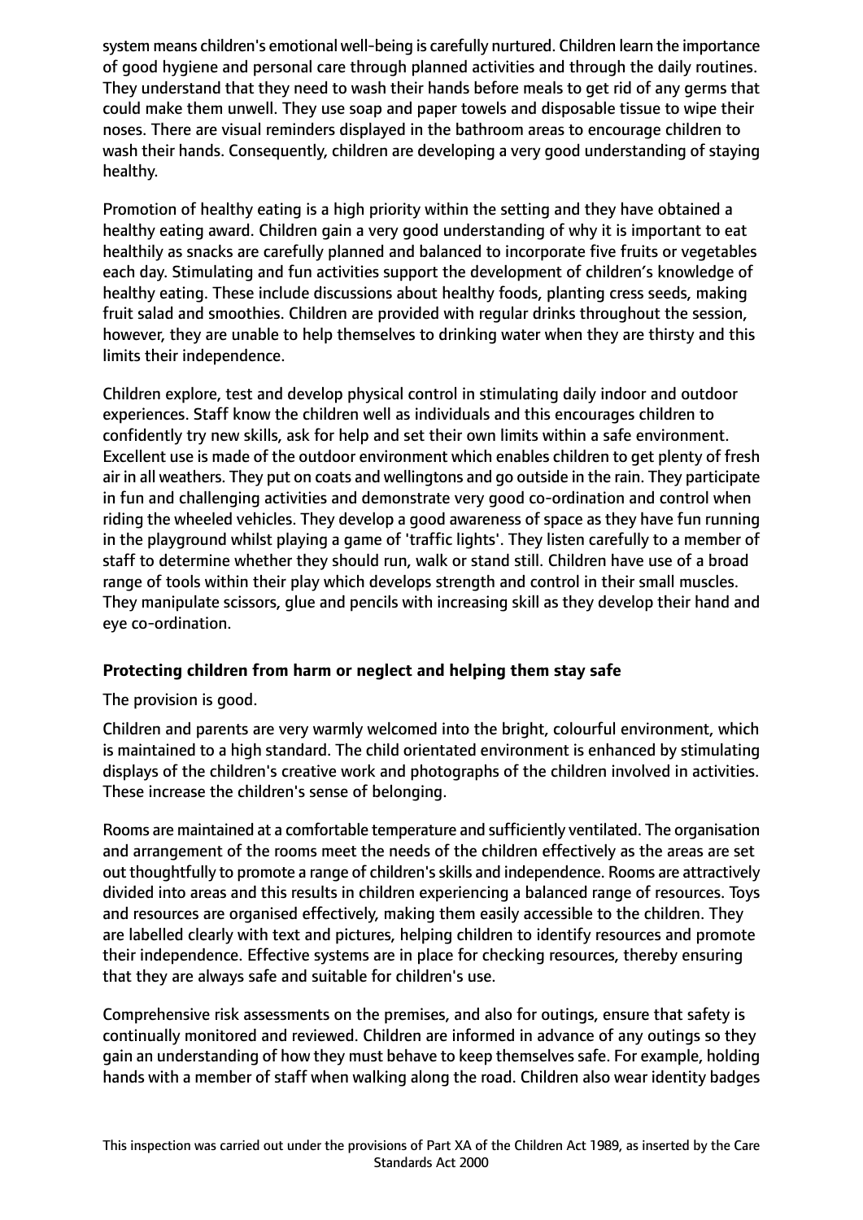system means children's emotional well-being is carefully nurtured. Children learn the importance of good hygiene and personal care through planned activities and through the daily routines. They understand that they need to wash their hands before meals to get rid of any germs that could make them unwell. They use soap and paper towels and disposable tissue to wipe their noses. There are visual reminders displayed in the bathroom areas to encourage children to wash their hands. Consequently, children are developing a very good understanding of staying healthy.

Promotion of healthy eating is a high priority within the setting and they have obtained a healthy eating award. Children gain a very good understanding of why it is important to eat healthily as snacks are carefully planned and balanced to incorporate five fruits or vegetables each day. Stimulating and fun activities support the development of children's knowledge of healthy eating. These include discussions about healthy foods, planting cress seeds, making fruit salad and smoothies. Children are provided with regular drinks throughout the session, however, they are unable to help themselves to drinking water when they are thirsty and this limits their independence.

Children explore, test and develop physical control in stimulating daily indoor and outdoor experiences. Staff know the children well as individuals and this encourages children to confidently try new skills, ask for help and set their own limits within a safe environment. Excellent use is made of the outdoor environment which enables children to get plenty of fresh air in all weathers. They put on coats and wellingtons and go outside in the rain. They participate in fun and challenging activities and demonstrate very good co-ordination and control when riding the wheeled vehicles. They develop a good awareness of space as they have fun running in the playground whilst playing a game of 'traffic lights'. They listen carefully to a member of staff to determine whether they should run, walk or stand still. Children have use of a broad range of tools within their play which develops strength and control in their small muscles. They manipulate scissors, glue and pencils with increasing skill as they develop their hand and eye co-ordination.

## Protecting children from harm or neglect and helping them stay safe

The provision is good.

Children and parents are very warmly welcomed into the bright, colourful environment, which is maintained to a high standard. The child orientated environment is enhanced by stimulating displays of the children's creative work and photographs of the children involved in activities. These increase the children's sense of belonging.

Rooms are maintained at a comfortable temperature and sufficiently ventilated. The organisation and arrangement of the rooms meet the needs of the children effectively as the areas are set out thoughtfully to promote a range of children's skills and independence. Rooms are attractively divided into areas and this results in children experiencing a balanced range of resources. Toys and resources are organised effectively, making them easily accessible to the children. They are labelled clearly with text and pictures, helping children to identify resources and promote their independence. Effective systems are in place for checking resources, thereby ensuring that they are always safe and suitable for children's use.

Comprehensive risk assessments on the premises, and also for outings, ensure that safety is continually monitored and reviewed. Children are informed in advance of any outings so they gain an understanding of how they must behave to keep themselves safe. For example, holding hands with a member of staff when walking along the road. Children also wear identity badges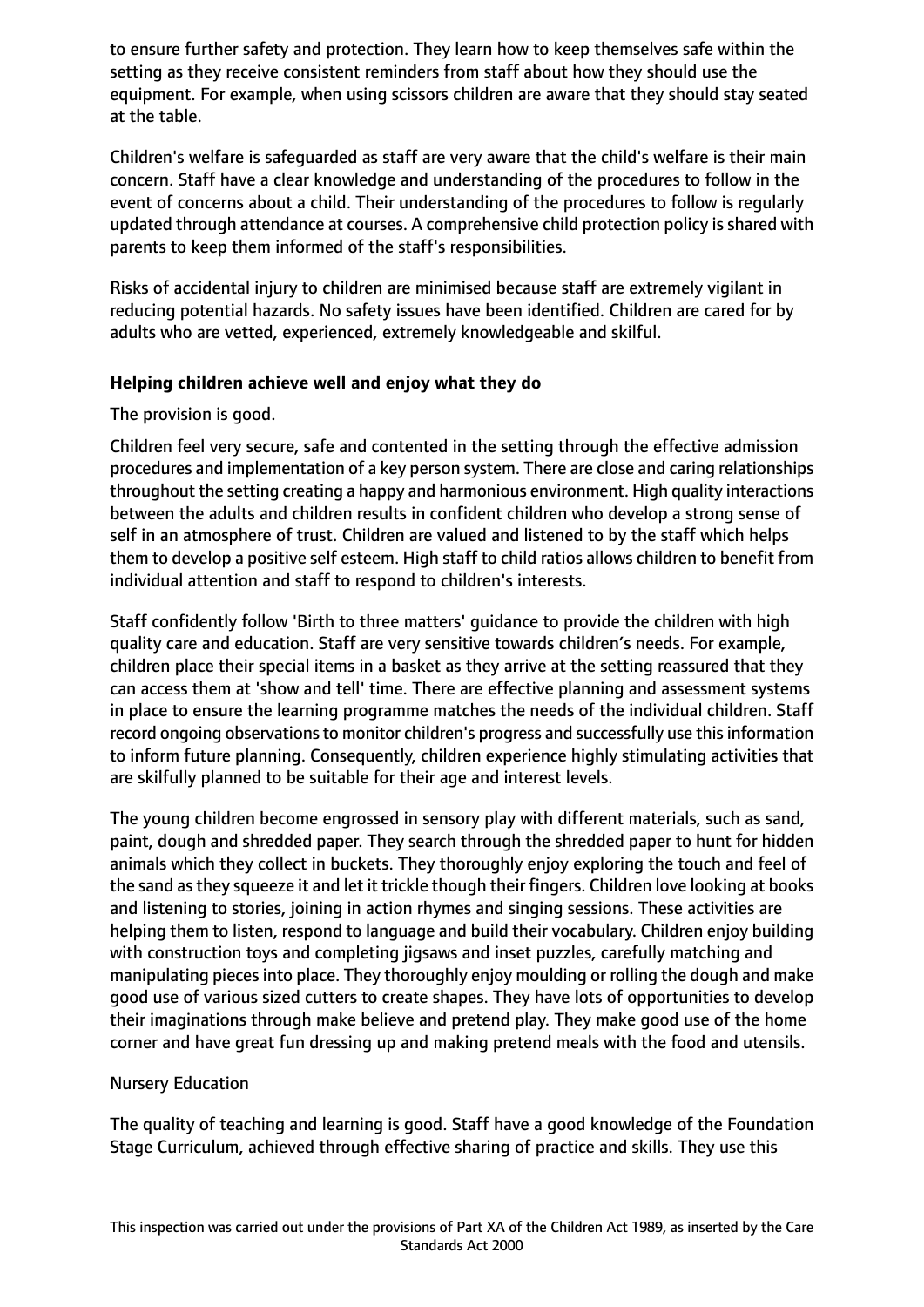to ensure further safety and protection. They learn how to keep themselves safe within the setting as they receive consistent reminders from staff about how they should use the equipment. For example, when using scissors children are aware that they should stay seated at the table.

Children's welfare is safeguarded as staff are very aware that the child's welfare is their main concern. Staff have a clear knowledge and understanding of the procedures to follow in the event of concerns about a child. Their understanding of the procedures to follow is regularly updated through attendance at courses. A comprehensive child protection policy is shared with parents to keep them informed of the staff's responsibilities.

Risks of accidental injury to children are minimised because staff are extremely vigilant in reducing potential hazards. No safety issues have been identified. Children are cared for by adults who are vetted, experienced, extremely knowledgeable and skilful.

**Helping children achieve well and enjoy what they do**

The provision is good.

Children feel very secure, safe and contented in the setting through the effective admission procedures and implementation of a key person system. There are close and caring relationships throughout the setting creating a happy and harmonious environment. High quality interactions between the adults and children results in confident children who develop a strong sense of self in an atmosphere of trust. Children are valued and listened to by the staff which helps them to develop a positive self esteem. High staff to child ratios allows children to benefit from individual attention and staff to respond to children's interests.

Staff confidently follow 'Birth to three matters' guidance to provide the children with high quality care and education. Staff are very sensitive towards children's needs. For example, children place their special items in a basket as they arrive at the setting reassured that they can access them at 'show and tell' time. There are effective planning and assessment systems in place to ensure the learning programme matches the needs of the individual children. Staff record ongoing observations to monitor children's progress and successfully use this information to inform future planning. Consequently, children experience highly stimulating activities that are skilfully planned to be suitable for their age and interest levels.

The young children become engrossed in sensory play with different materials, such as sand, paint, dough and shredded paper. They search through the shredded paper to hunt for hidden animals which they collect in buckets. They thoroughly enjoy exploring the touch and feel of the sand as they squeeze it and let it trickle though their fingers. Children love looking at books and listening to stories, joining in action rhymes and singing sessions. These activities are helping them to listen, respond to language and build their vocabulary. Children enjoy building with construction toys and completing jigsaws and inset puzzles, carefully matching and manipulating pieces into place. They thoroughly enjoy moulding or rolling the dough and make good use of various sized cutters to create shapes. They have lots of opportunities to develop their imaginations through make believe and pretend play. They make good use of the home corner and have great fun dressing up and making pretend meals with the food and utensils.

Nursery Education

The quality of teaching and learning is good. Staff have a good knowledge of the Foundation Stage Curriculum, achieved through effective sharing of practice and skills. They use this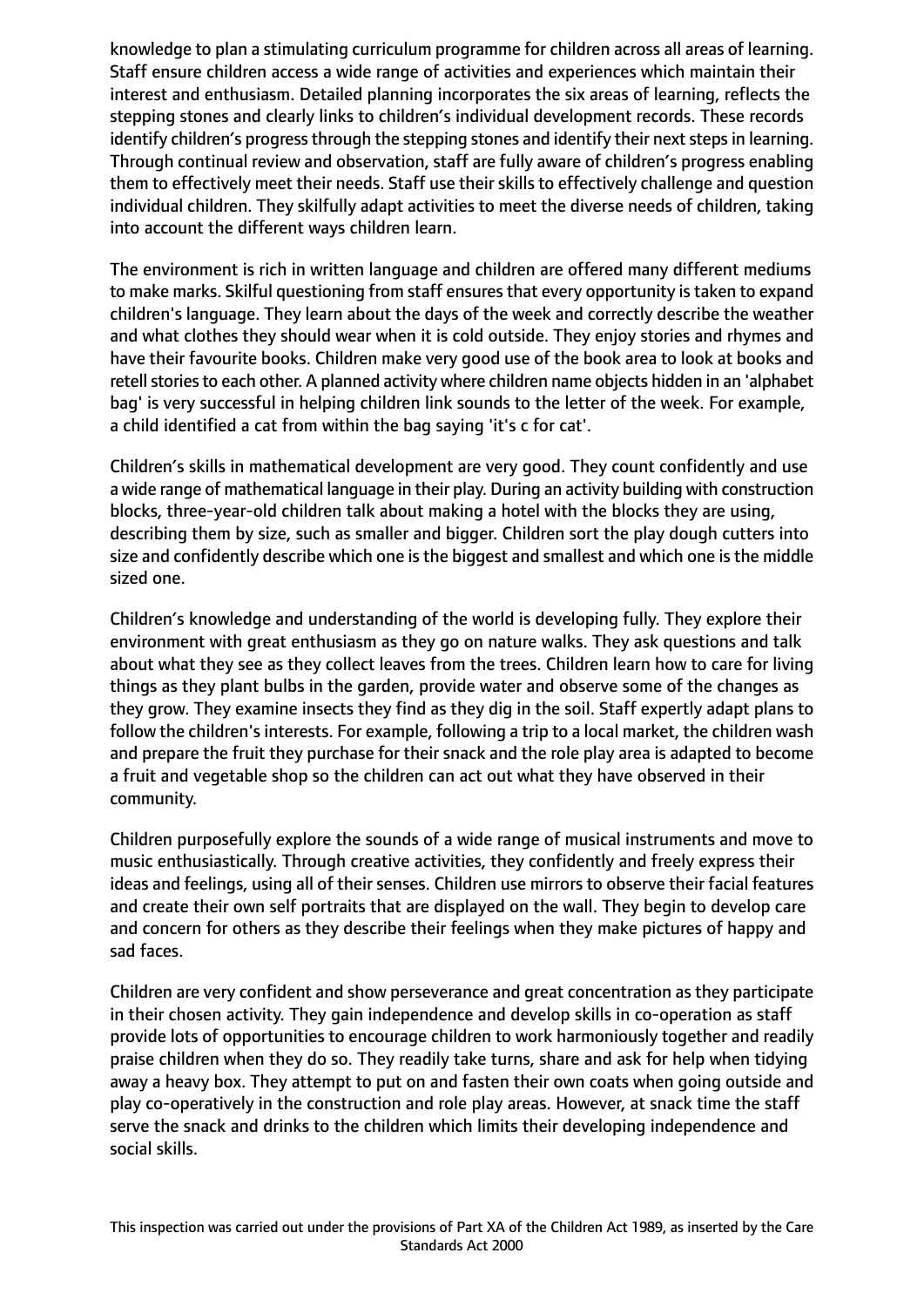knowledge to plan a stimulating curriculum programme for children across all areas of learning. Staff ensure children access a wide range of activities and experiences which maintain their interest and enthusiasm. Detailed planning incorporates the six areas of learning, reflects the stepping stones and clearly links to children's individual development records. These records identify children's progress through the stepping stones and identify their next steps in learning. Through continual review and observation, staff are fully aware of children's progress enabling them to effectively meet their needs. Staff use their skills to effectively challenge and question individual children. They skilfully adapt activities to meet the diverse needs of children, taking into account the different ways children learn.

The environment is rich in written language and children are offered many different mediums to make marks. Skilful questioning from staff ensures that every opportunity is taken to expand children's language. They learn about the days of the week and correctly describe the weather and what clothes they should wear when it is cold outside. They enjoy stories and rhymes and have their favourite books. Children make very good use of the book area to look at books and retell stories to each other. A planned activity where children name objects hidden in an 'alphabet bag' is very successful in helping children link sounds to the letter of the week. For example, a child identified a cat from within the bag saying 'it's c for cat'.

Children's skills in mathematical development are very good. They count confidently and use a wide range of mathematical language in their play. During an activity building with construction blocks, three-year-old children talk about making a hotel with the blocks they are using, describing them by size, such as smaller and bigger. Children sort the play dough cutters into size and confidently describe which one is the biggest and smallest and which one is the middle sized one.

Children's knowledge and understanding of the world is developing fully. They explore their environment with great enthusiasm as they go on nature walks. They ask questions and talk about what they see as they collect leaves from the trees. Children learn how to care for living things as they plant bulbs in the garden, provide water and observe some of the changes as they grow. They examine insects they find as they dig in the soil. Staff expertly adapt plans to follow the children's interests. For example, following a trip to a local market, the children wash and prepare the fruit they purchase for their snack and the role play area is adapted to become a fruit and vegetable shop so the children can act out what they have observed in their community.

Children purposefully explore the sounds of a wide range of musical instruments and move to music enthusiastically. Through creative activities, they confidently and freely express their ideas and feelings, using all of their senses. Children use mirrors to observe their facial features and create their own self portraits that are displayed on the wall. They begin to develop care and concern for others as they describe their feelings when they make pictures of happy and sad faces.

Children are very confident and show perseverance and great concentration as they participate in their chosen activity. They gain independence and develop skills in co-operation as staff provide lots of opportunities to encourage children to work harmoniously together and readily praise children when they do so. They readily take turns, share and ask for help when tidying away a heavy box. They attempt to put on and fasten their own coats when going outside and play co-operatively in the construction and role play areas. However, at snack time the staff serve the snack and drinks to the children which limits their developing independence and social skills.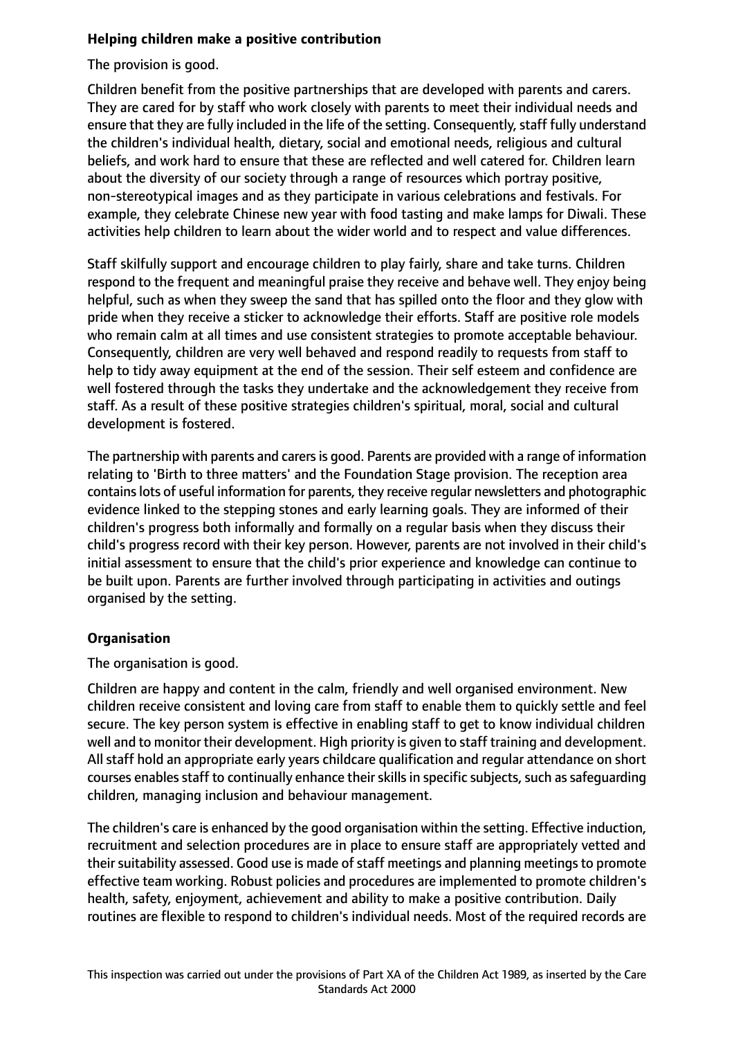**Helping children make a positive contribution**

The provision is good.

Children benefit from the positive partnerships that are developed with parents and carers. They are cared for by staff who work closely with parents to meet their individual needs and ensure that they are fully included in the life of the setting. Consequently, staff fully understand the children's individual health, dietary, social and emotional needs, religious and cultural beliefs, and work hard to ensure that these are reflected and well catered for. Children learn about the diversity of our society through a range of resources which portray positive, non-stereotypical images and as they participate in various celebrations and festivals. For example, they celebrate Chinese new year with food tasting and make lamps for Diwali. These activities help children to learn about the wider world and to respect and value differences.

Staff skilfully support and encourage children to play fairly, share and take turns. Children respond to the frequent and meaningful praise they receive and behave well. They enjoy being helpful, such as when they sweep the sand that has spilled onto the floor and they glow with pride when they receive a sticker to acknowledge their efforts. Staff are positive role models who remain calm at all times and use consistent strategies to promote acceptable behaviour. Consequently, children are very well behaved and respond readily to requests from staff to help to tidy away equipment at the end of the session. Their self esteem and confidence are well fostered through the tasks they undertake and the acknowledgement they receive from staff. As a result of these positive strategies children's spiritual, moral, social and cultural development is fostered.

The partnership with parents and carers is good. Parents are provided with a range of information relating to 'Birth to three matters' and the Foundation Stage provision. The reception area contains lots of useful information for parents, they receive regular newsletters and photographic evidence linked to the stepping stones and early learning goals. They are informed of their children's progress both informally and formally on a regular basis when they discuss their child's progress record with their key person. However, parents are not involved in their child's initial assessment to ensure that the child's prior experience and knowledge can continue to be built upon. Parents are further involved through participating in activities and outings organised by the setting.

**Organisation**

The organisation is good.

Children are happy and content in the calm, friendly and well organised environment. New children receive consistent and loving care from staff to enable them to quickly settle and feel secure. The key person system is effective in enabling staff to get to know individual children well and to monitor their development. High priority is given to staff training and development. All staff hold an appropriate early years childcare qualification and regular attendance on short courses enables staff to continually enhance their skills in specific subjects, such as safeguarding children, managing inclusion and behaviour management.

The children's care is enhanced by the good organisation within the setting. Effective induction, recruitment and selection procedures are in place to ensure staff are appropriately vetted and their suitability assessed. Good use is made of staff meetings and planning meetings to promote effective team working. Robust policies and procedures are implemented to promote children's health, safety, enjoyment, achievement and ability to make a positive contribution. Daily routines are flexible to respond to children's individual needs. Most of the required records are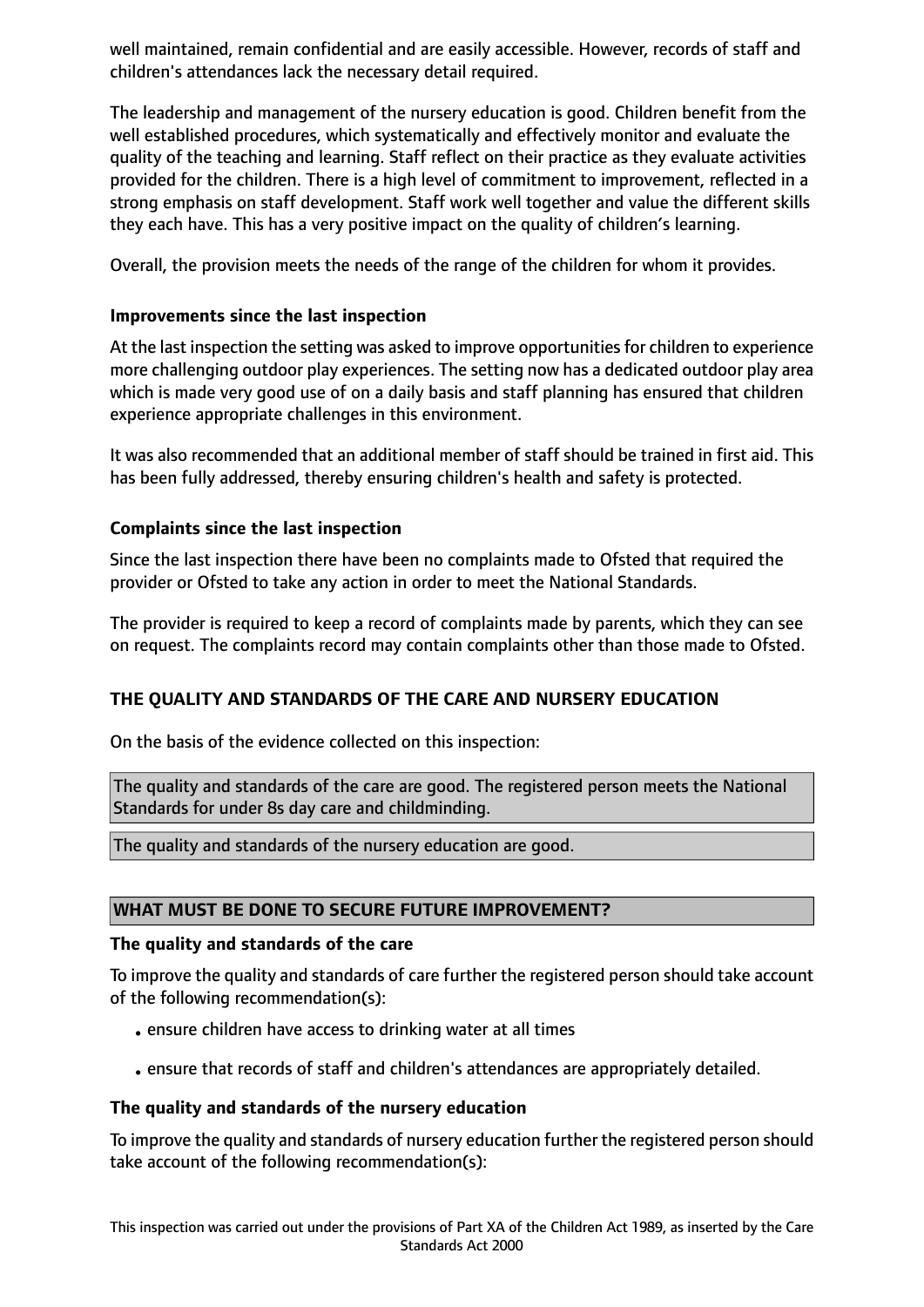well maintained, remain confidential and are easily accessible. However, records of staff and children's attendances lack the necessary detail required.

The leadership and management of the nursery education is good. Children benefit from the well established procedures, which systematically and effectively monitor and evaluate the quality of the teaching and learning. Staff reflect on their practice as they evaluate activities provided for the children. There is a high level of commitment to improvement, reflected in a strong emphasis on staff development. Staff work well together and value the different skills they each have. This has a very positive impact on the quality of children's learning.

Overall, the provision meets the needs of the range of the children for whom it provides.

### Improvements since the last inspection

At the last inspection the setting was asked to improve opportunities for children to experience more challenging outdoor play experiences. The setting now has a dedicated outdoor play area which is made very good use of on a daily basis and staff planning has ensured that children experience appropriate challenges in this environment.

It was also recommended that an additional member of staff should be trained in first aid. This has been fully addressed, thereby ensuring children's health and safety is protected.

### Complaints since the last inspection

Since the last inspection there have been no complaints made to Ofsted that required the provider or Ofsted to take any action in order to meet the National Standards.

The provider is required to keep a record of complaints made by parents, which they can see on request. The complaints record may contain complaints other than those made to Ofsted.

## THE QUALITY AND STANDARDS OF THE CARE AND NURSERY EDUCATION

On the basis of the evidence collected on this inspection:

The quality and standards of the care are good. The registered person meets the National Standards for under 8s day care and childminding.

The quality and standards of the nursery education are good.

## WHAT MUST BE DONE TO SECURE FUTURE IMPROVEMENT?

### The quality and standards of the care

To improve the quality and standards of care further the registered person should take account of the following recommendation(s):

- ensure children have access to drinking water at all times
- ensure that records of staff and children's attendances are appropriately detailed.

### The quality and standards of the nursery education

To improve the quality and standards of nursery education further the registered person should take account of the following recommendation(s):

This inspection was carried out under the provisions of Part XA of the Children Act 1989, as inserted by the Care Standards Act 2000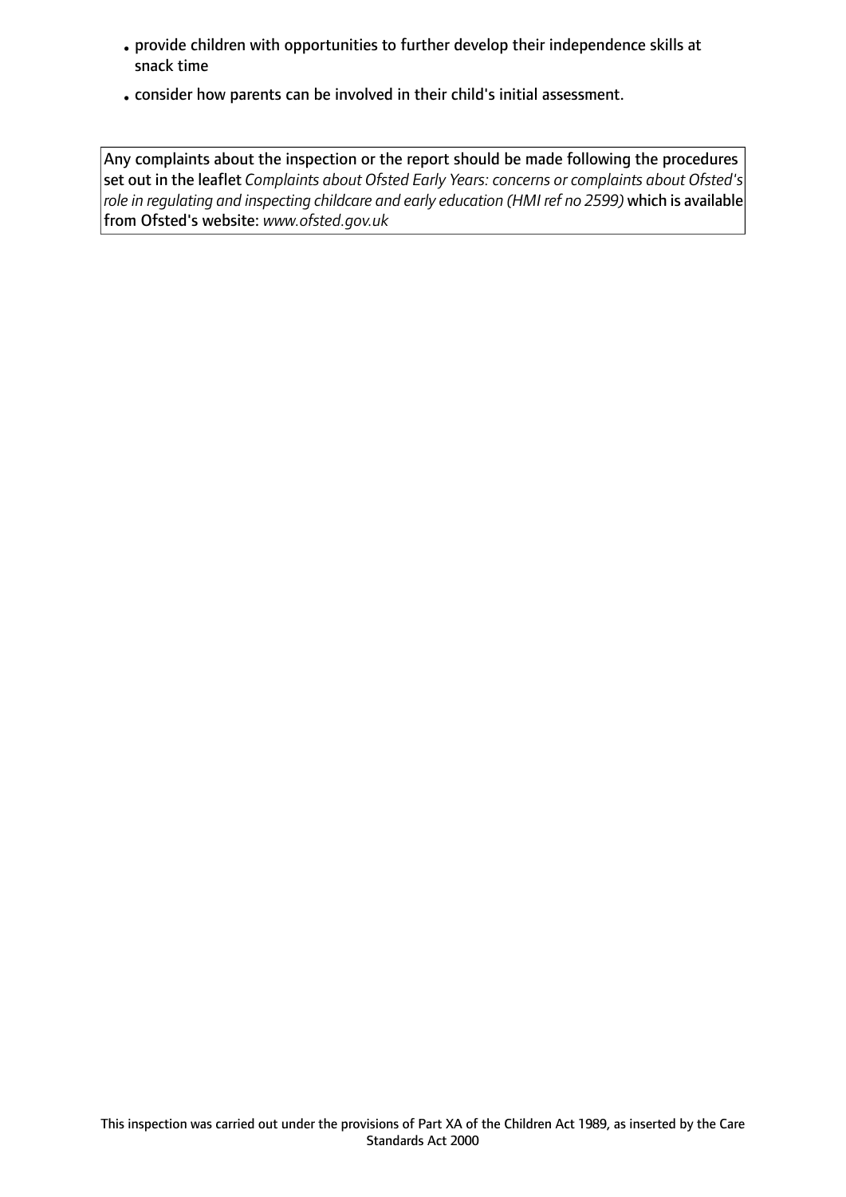- provide children with opportunities to further develop their independence skills at snack time
- consider how parents can be involved in their child's initial assessment.

Any complaints about the inspection or the report should be made following the procedures set out in the leaflet *Complaints about Ofsted Early Years: concerns or complaints about Ofsted's role in regulating and inspecting childcare and early education (HMI ref no 2599)* which is available from Ofsted's website: *www.ofsted.gov.uk*

This inspection was carried out under the provisions of Part XA of the Children Act 1989, as inserted by the Care Standards Act 2000